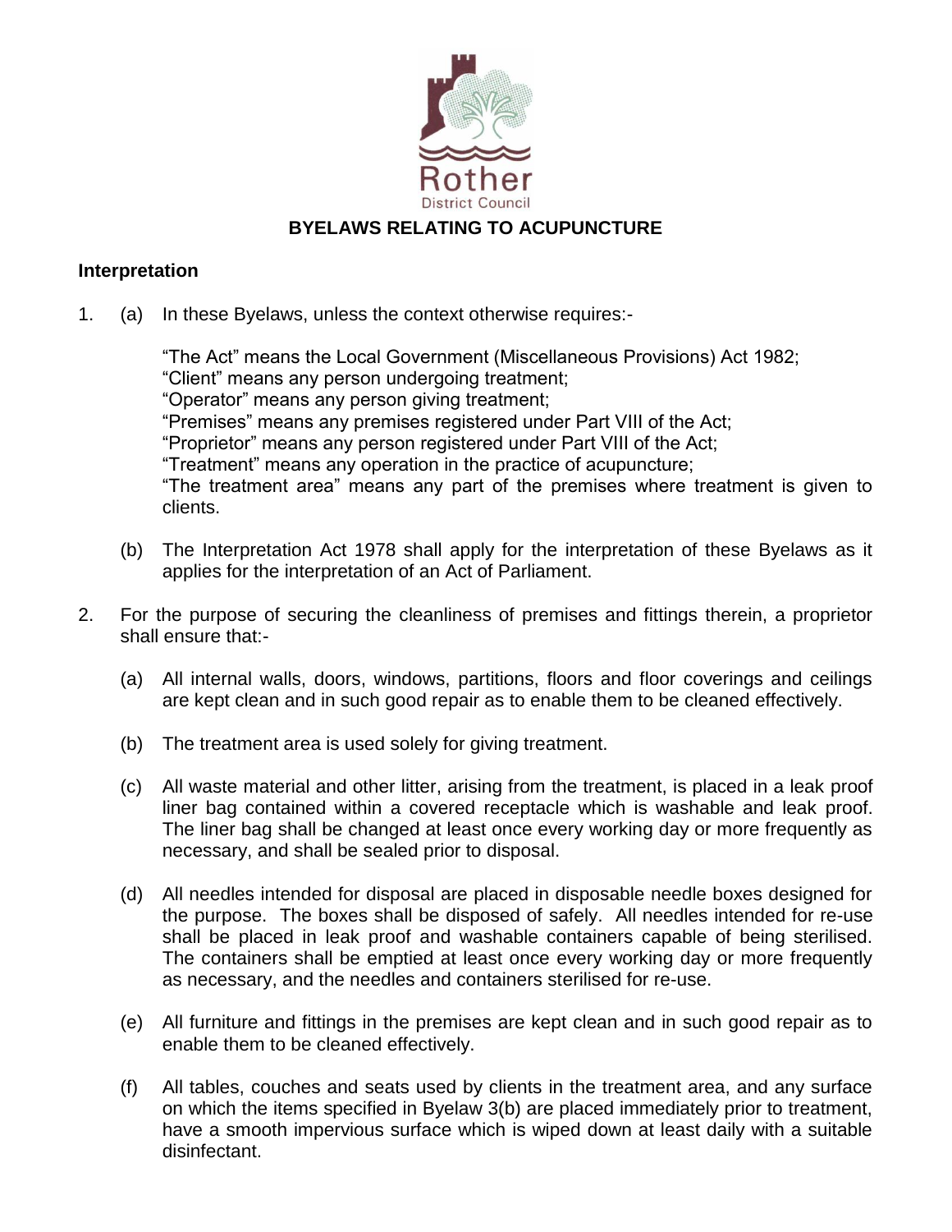Rother
District Council

# BYELAWS RELATING TO ACUPUNCTURE

## Interpretation

1. (a) In these Byelaws, unless the context otherwise requires:-

   "The Act" means the Local Government (Miscellaneous Provisions) Act 1982;
   "Client" means any person undergoing treatment;
   "Operator" means any person giving treatment;
   "Premises" means any premises registered under Part VIII of the Act;
   "Proprietor" means any person registered under Part VIII of the Act;
   "Treatment" means any operation in the practice of acupuncture;
   "The treatment area" means any part of the premises where treatment is given to clients.

   (b) The Interpretation Act 1978 shall apply for the interpretation of these Byelaws as it applies for the interpretation of an Act of Parliament.

2. For the purpose of securing the cleanliness of premises and fittings therein, a proprietor shall ensure that:-

   (a) All internal walls, doors, windows, partitions, floors and floor coverings and ceilings are kept clean and in such good repair as to enable them to be cleaned effectively.

   (b) The treatment area is used solely for giving treatment.

   (c) All waste material and other litter, arising from the treatment, is placed in a leak proof liner bag contained within a covered receptacle which is washable and leak proof. The liner bag shall be changed at least once every working day or more frequently as necessary, and shall be sealed prior to disposal.

   (d) All needles intended for disposal are placed in disposable needle boxes designed for the purpose. The boxes shall be disposed of safely. All needles intended for re-use shall be placed in leak proof and washable containers capable of being sterilised. The containers shall be emptied at least once every working day or more frequently as necessary, and the needles and containers sterilised for re-use.

   (e) All furniture and fittings in the premises are kept clean and in such good repair as to enable them to be cleaned effectively.

   (f) All tables, couches and seats used by clients in the treatment area, and any surface on which the items specified in Byelaw 3(b) are placed immediately prior to treatment, have a smooth impervious surface which is wiped down at least daily with a suitable disinfectant.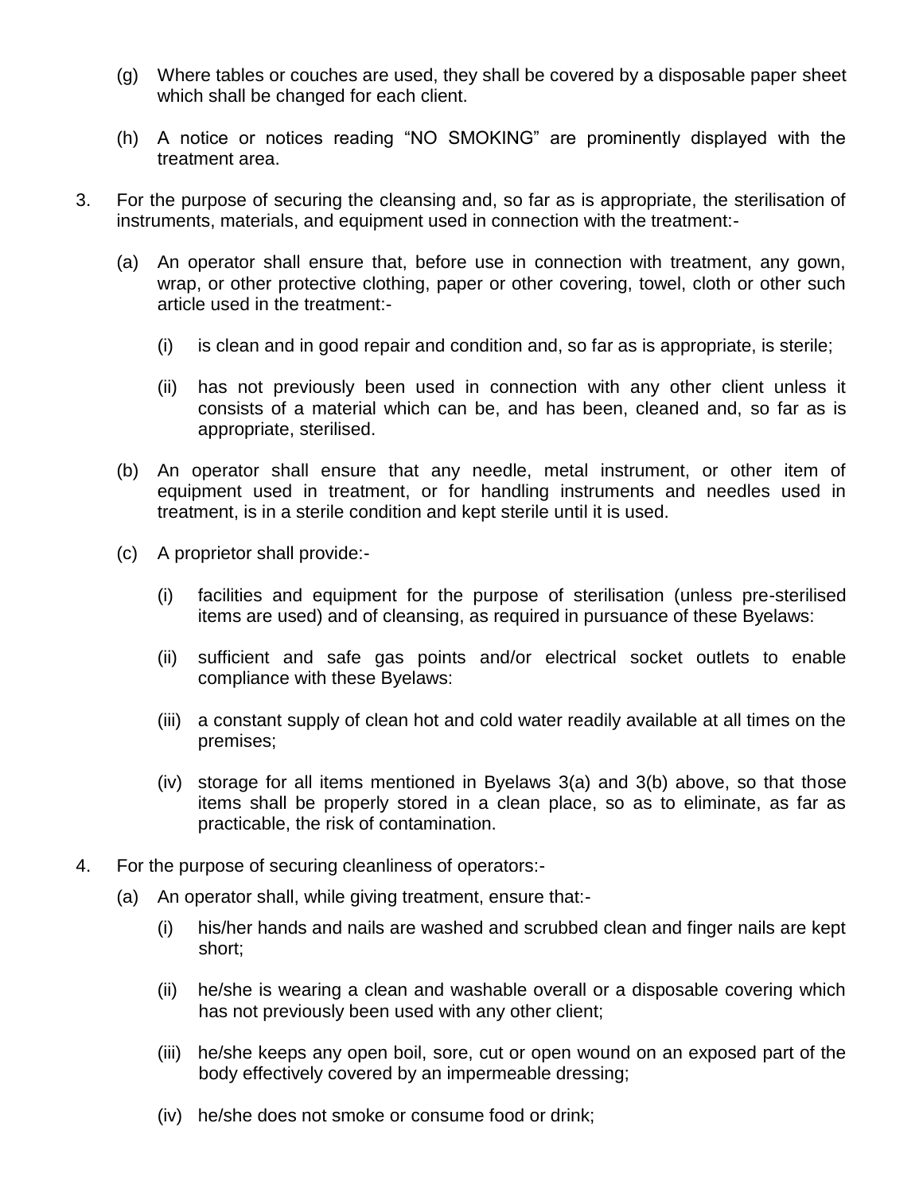(g) Where tables or couches are used, they shall be covered by a disposable paper sheet which shall be changed for each client.

(h) A notice or notices reading "NO SMOKING" are prominently displayed with the treatment area.

3. For the purpose of securing the cleansing and, so far as is appropriate, the sterilisation of instruments, materials, and equipment used in connection with the treatment:-

   (a) An operator shall ensure that, before use in connection with treatment, any gown, wrap, or other protective clothing, paper or other covering, towel, cloth or other such article used in the treatment:-

      (i) is clean and in good repair and condition and, so far as is appropriate, is sterile;

      (ii) has not previously been used in connection with any other client unless it consists of a material which can be, and has been, cleaned and, so far as is appropriate, sterilised.

   (b) An operator shall ensure that any needle, metal instrument, or other item of equipment used in treatment, or for handling instruments and needles used in treatment, is in a sterile condition and kept sterile until it is used.

   (c) A proprietor shall provide:-

      (i) facilities and equipment for the purpose of sterilisation (unless pre-sterilised items are used) and of cleansing, as required in pursuance of these Byelaws:

      (ii) sufficient and safe gas points and/or electrical socket outlets to enable compliance with these Byelaws:

      (iii) a constant supply of clean hot and cold water readily available at all times on the premises;

      (iv) storage for all items mentioned in Byelaws 3(a) and 3(b) above, so that those items shall be properly stored in a clean place, so as to eliminate, as far as practicable, the risk of contamination.

4. For the purpose of securing cleanliness of operators:-

   (a) An operator shall, while giving treatment, ensure that:-

      (i) his/her hands and nails are washed and scrubbed clean and finger nails are kept short;

      (ii) he/she is wearing a clean and washable overall or a disposable covering which has not previously been used with any other client;

      (iii) he/she keeps any open boil, sore, cut or open wound on an exposed part of the body effectively covered by an impermeable dressing;

      (iv) he/she does not smoke or consume food or drink;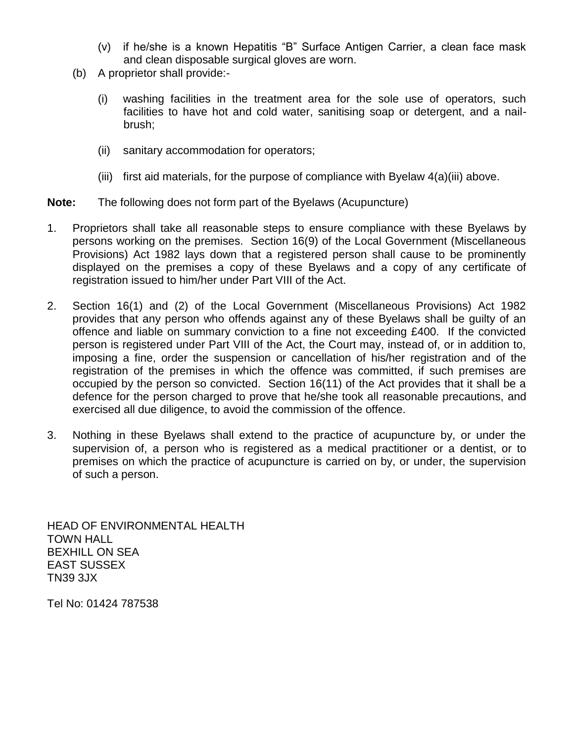(v) if he/she is a known Hepatitis "B" Surface Antigen Carrier, a clean face mask and clean disposable surgical gloves are worn.

(b) A proprietor shall provide:-

   (i) washing facilities in the treatment area for the sole use of operators, such facilities to have hot and cold water, sanitising soap or detergent, and a nail-brush;

   (ii) sanitary accommodation for operators;

   (iii) first aid materials, for the purpose of compliance with Byelaw 4(a)(iii) above.

**Note:** The following does not form part of the Byelaws (Acupuncture)

1. Proprietors shall take all reasonable steps to ensure compliance with these Byelaws by persons working on the premises. Section 16(9) of the Local Government (Miscellaneous Provisions) Act 1982 lays down that a registered person shall cause to be prominently displayed on the premises a copy of these Byelaws and a copy of any certificate of registration issued to him/her under Part VIII of the Act.

2. Section 16(1) and (2) of the Local Government (Miscellaneous Provisions) Act 1982 provides that any person who offends against any of these Byelaws shall be guilty of an offence and liable on summary conviction to a fine not exceeding £400. If the convicted person is registered under Part VIII of the Act, the Court may, instead of, or in addition to, imposing a fine, order the suspension or cancellation of his/her registration and of the registration of the premises in which the offence was committed, if such premises are occupied by the person so convicted. Section 16(11) of the Act provides that it shall be a defence for the person charged to prove that he/she took all reasonable precautions, and exercised all due diligence, to avoid the commission of the offence.

3. Nothing in these Byelaws shall extend to the practice of acupuncture by, or under the supervision of, a person who is registered as a medical practitioner or a dentist, or to premises on which the practice of acupuncture is carried on by, or under, the supervision of such a person.

HEAD OF ENVIRONMENTAL HEALTH
TOWN HALL
BEXHILL ON SEA
EAST SUSSEX
TN39 3JX

Tel No: 01424 787538